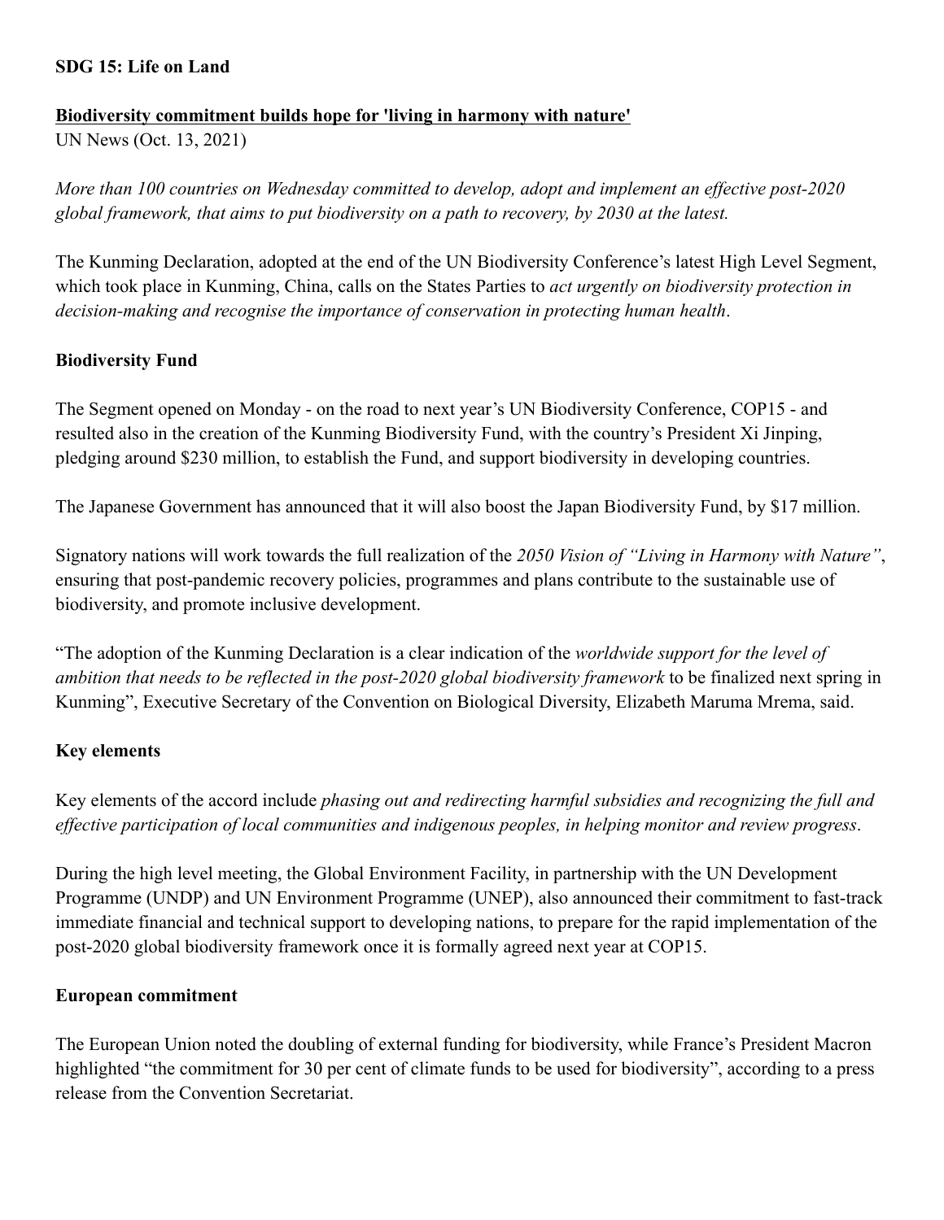**SDG 15: Life on Land**

**Biodiversity commitment builds hope for 'living in harmony with nature'**
UN News (Oct. 13, 2021)

*More than 100 countries on Wednesday committed to develop, adopt and implement an effective post-2020 global framework, that aims to put biodiversity on a path to recovery, by 2030 at the latest.*

The Kunming Declaration, adopted at the end of the UN Biodiversity Conference's latest High Level Segment, which took place in Kunming, China, calls on the States Parties to *act urgently on biodiversity protection in decision-making and recognise the importance of conservation in protecting human health*.

**Biodiversity Fund**

The Segment opened on Monday - on the road to next year's UN Biodiversity Conference, COP15 - and resulted also in the creation of the Kunming Biodiversity Fund, with the country's President Xi Jinping, pledging around $230 million, to establish the Fund, and support biodiversity in developing countries.

The Japanese Government has announced that it will also boost the Japan Biodiversity Fund, by $17 million.

Signatory nations will work towards the full realization of the *2050 Vision of "Living in Harmony with Nature"*, ensuring that post-pandemic recovery policies, programmes and plans contribute to the sustainable use of biodiversity, and promote inclusive development.

"The adoption of the Kunming Declaration is a clear indication of the *worldwide support for the level of ambition that needs to be reflected in the post-2020 global biodiversity framework* to be finalized next spring in Kunming", Executive Secretary of the Convention on Biological Diversity, Elizabeth Maruma Mrema, said.

**Key elements**

Key elements of the accord include *phasing out and redirecting harmful subsidies and recognizing the full and effective participation of local communities and indigenous peoples, in helping monitor and review progress*.

During the high level meeting, the Global Environment Facility, in partnership with the UN Development Programme (UNDP) and UN Environment Programme (UNEP), also announced their commitment to fast-track immediate financial and technical support to developing nations, to prepare for the rapid implementation of the post-2020 global biodiversity framework once it is formally agreed next year at COP15.

**European commitment**

The European Union noted the doubling of external funding for biodiversity, while France's President Macron highlighted "the commitment for 30 per cent of climate funds to be used for biodiversity", according to a press release from the Convention Secretariat.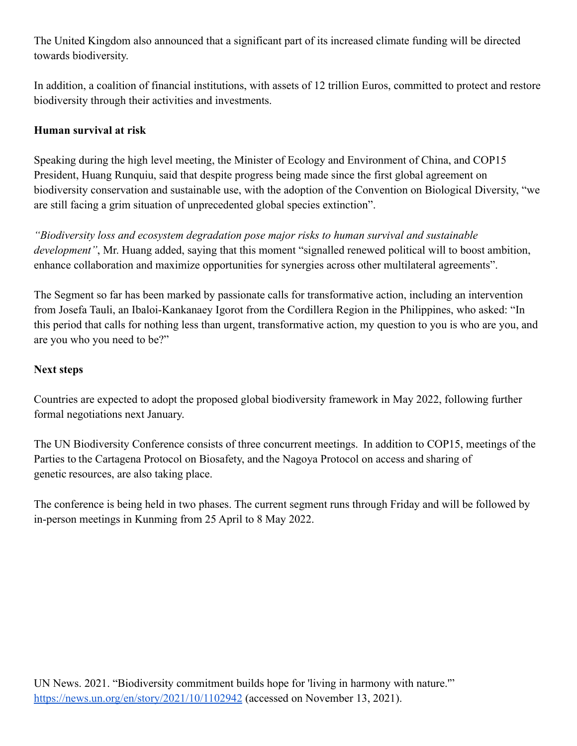The United Kingdom also announced that a significant part of its increased climate funding will be directed towards biodiversity.

In addition, a coalition of financial institutions, with assets of 12 trillion Euros, committed to protect and restore biodiversity through their activities and investments.

**Human survival at risk**

Speaking during the high level meeting, the Minister of Ecology and Environment of China, and COP15 President, Huang Runquiu, said that despite progress being made since the first global agreement on biodiversity conservation and sustainable use, with the adoption of the Convention on Biological Diversity, "we are still facing a grim situation of unprecedented global species extinction".

*"Biodiversity loss and ecosystem degradation pose major risks to human survival and sustainable development"*, Mr. Huang added, saying that this moment "signalled renewed political will to boost ambition, enhance collaboration and maximize opportunities for synergies across other multilateral agreements".

The Segment so far has been marked by passionate calls for transformative action, including an intervention from Josefa Tauli, an Ibaloi-Kankanaey Igorot from the Cordillera Region in the Philippines, who asked: "In this period that calls for nothing less than urgent, transformative action, my question to you is who are you, and are you who you need to be?"

**Next steps**

Countries are expected to adopt the proposed global biodiversity framework in May 2022, following further formal negotiations next January.

The UN Biodiversity Conference consists of three concurrent meetings. In addition to COP15, meetings of the Parties to the Cartagena Protocol on Biosafety, and the Nagoya Protocol on access and sharing of genetic resources, are also taking place.

The conference is being held in two phases. The current segment runs through Friday and will be followed by in-person meetings in Kunming from 25 April to 8 May 2022.

UN News. 2021. "Biodiversity commitment builds hope for 'living in harmony with nature.'" https://news.un.org/en/story/2021/10/1102942 (accessed on November 13, 2021).